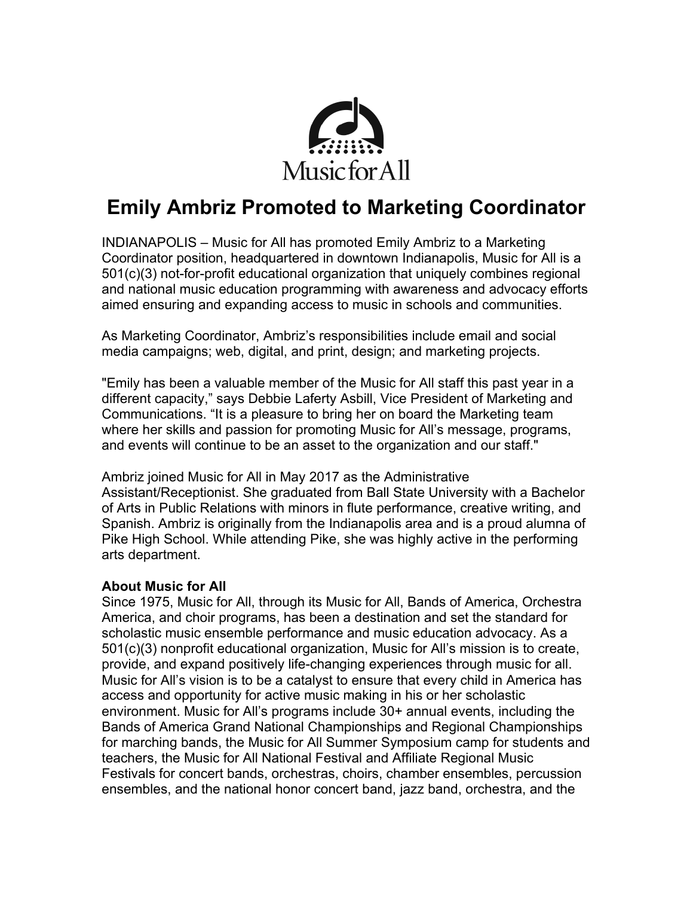Music for All

# Emily Ambriz Promoted to Marketing Coordinator

INDIANAPOLIS – Music for All has promoted Emily Ambriz to a Marketing Coordinator position, headquartered in downtown Indianapolis, Music for All is a 501(c)(3) not-for-profit educational organization that uniquely combines regional and national music education programming with awareness and advocacy efforts aimed ensuring and expanding access to music in schools and communities.

As Marketing Coordinator, Ambriz's responsibilities include email and social media campaigns; web, digital, and print, design; and marketing projects.

"Emily has been a valuable member of the Music for All staff this past year in a different capacity," says Debbie Laferty Asbill, Vice President of Marketing and Communications. "It is a pleasure to bring her on board the Marketing team where her skills and passion for promoting Music for All's message, programs, and events will continue to be an asset to the organization and our staff."

Ambriz joined Music for All in May 2017 as the Administrative Assistant/Receptionist. She graduated from Ball State University with a Bachelor of Arts in Public Relations with minors in flute performance, creative writing, and Spanish. Ambriz is originally from the Indianapolis area and is a proud alumna of Pike High School. While attending Pike, she was highly active in the performing arts department.

**About Music for All**

Since 1975, Music for All, through its Music for All, Bands of America, Orchestra America, and choir programs, has been a destination and set the standard for scholastic music ensemble performance and music education advocacy. As a 501(c)(3) nonprofit educational organization, Music for All's mission is to create, provide, and expand positively life-changing experiences through music for all. Music for All's vision is to be a catalyst to ensure that every child in America has access and opportunity for active music making in his or her scholastic environment. Music for All's programs include 30+ annual events, including the Bands of America Grand National Championships and Regional Championships for marching bands, the Music for All Summer Symposium camp for students and teachers, the Music for All National Festival and Affiliate Regional Music Festivals for concert bands, orchestras, choirs, chamber ensembles, percussion ensembles, and the national honor concert band, jazz band, orchestra, and the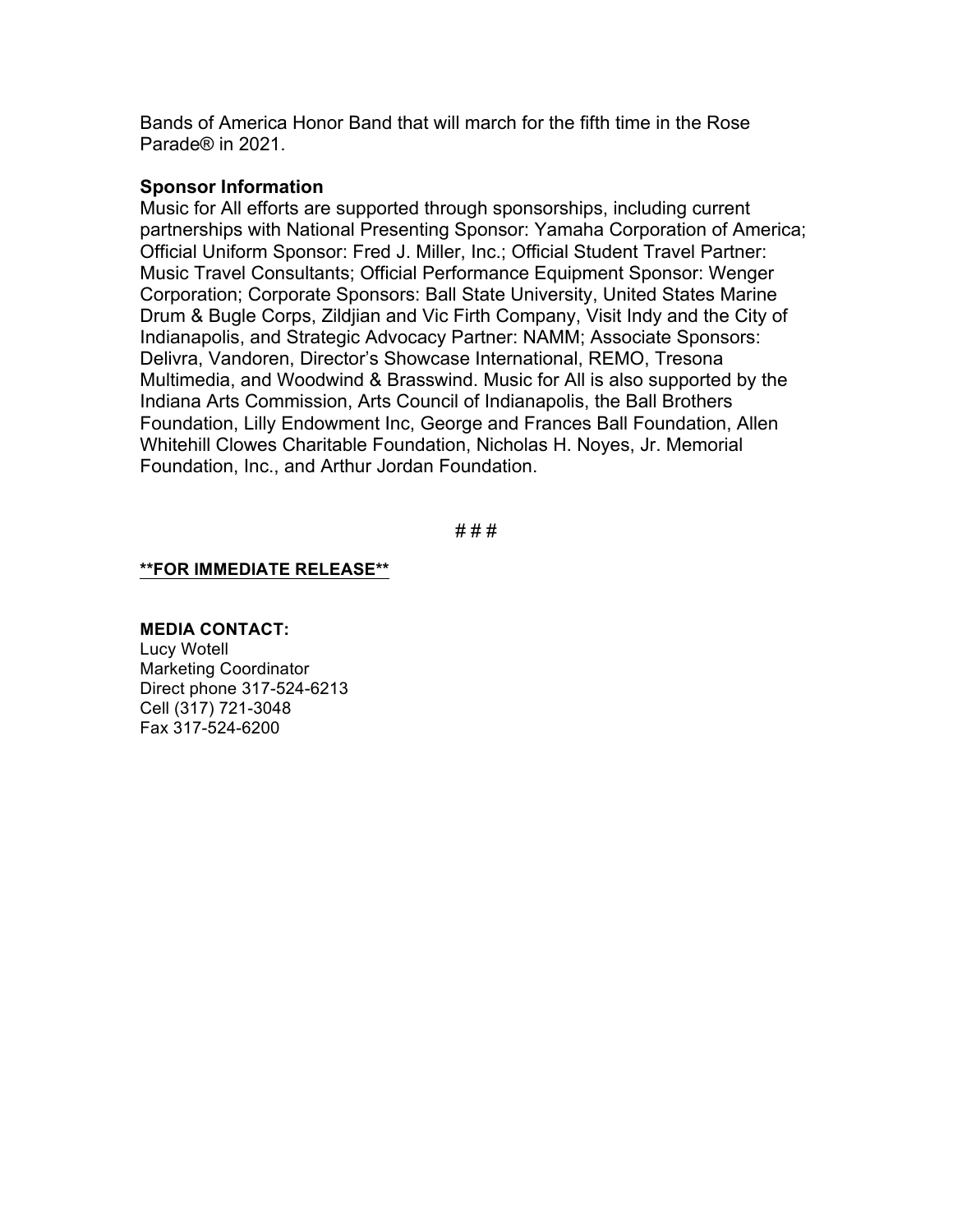Bands of America Honor Band that will march for the fifth time in the Rose Parade® in 2021.

**Sponsor Information**

Music for All efforts are supported through sponsorships, including current partnerships with National Presenting Sponsor: Yamaha Corporation of America; Official Uniform Sponsor: Fred J. Miller, Inc.; Official Student Travel Partner: Music Travel Consultants; Official Performance Equipment Sponsor: Wenger Corporation; Corporate Sponsors: Ball State University, United States Marine Drum & Bugle Corps, Zildjian and Vic Firth Company, Visit Indy and the City of Indianapolis, and Strategic Advocacy Partner: NAMM; Associate Sponsors: Delivra, Vandoren, Director's Showcase International, REMO, Tresona Multimedia, and Woodwind & Brasswind. Music for All is also supported by the Indiana Arts Commission, Arts Council of Indianapolis, the Ball Brothers Foundation, Lilly Endowment Inc, George and Frances Ball Foundation, Allen Whitehill Clowes Charitable Foundation, Nicholas H. Noyes, Jr. Memorial Foundation, Inc., and Arthur Jordan Foundation.

# # #

**<u>**FOR IMMEDIATE RELEASE**</u>**

**MEDIA CONTACT:**
Lucy Wotell
Marketing Coordinator
Direct phone 317-524-6213
Cell (317) 721-3048
Fax 317-524-6200